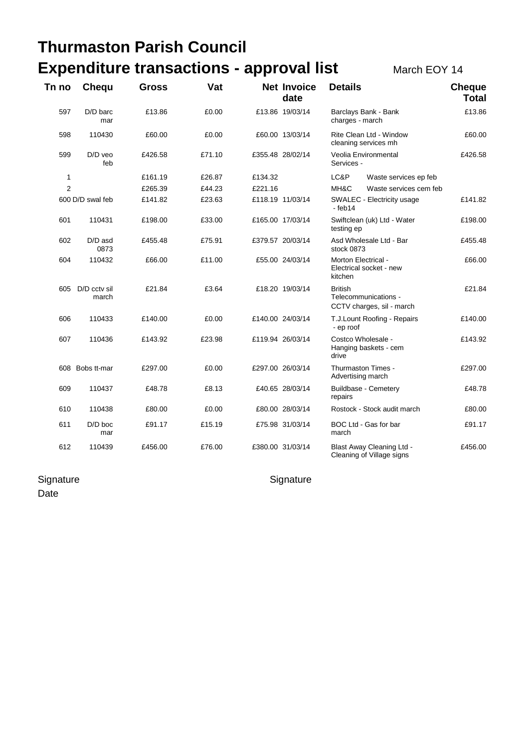# Thurmaston Parish Council

## Expenditure transactions - approval list

March EOY 14

| Tn no | Chequ | Gross | Vat | Net | Invoice date | Details | Cheque Total |
|---|---|---|---|---|---|---|---|
| 597 | D/D barc mar | £13.86 | £0.00 | £13.86 | 19/03/14 | Barclays Bank - Bank charges - march | £13.86 |
| 598 | 110430 | £60.00 | £0.00 | £60.00 | 13/03/14 | Rite Clean Ltd - Window cleaning services mh | £60.00 |
| 599 | D/D veo feb | £426.58 | £71.10 | £355.48 | 28/02/14 | Veolia Environmental Services - | £426.58 |
| 1 | | £161.19 | £26.87 | £134.32 | | LC&P Waste services ep feb | |
| 2 | | £265.39 | £44.23 | £221.16 | | MH&C Waste services cem feb | |
| 600 | D/D swal feb | £141.82 | £23.63 | £118.19 | 11/03/14 | SWALEC - Electricity usage - feb14 | £141.82 |
| 601 | 110431 | £198.00 | £33.00 | £165.00 | 17/03/14 | Swiftclean (uk) Ltd - Water testing ep | £198.00 |
| 602 | D/D asd 0873 | £455.48 | £75.91 | £379.57 | 20/03/14 | Asd Wholesale Ltd - Bar stock 0873 | £455.48 |
| 604 | 110432 | £66.00 | £11.00 | £55.00 | 24/03/14 | Morton Electrical - Electrical socket - new kitchen | £66.00 |
| 605 | D/D cctv sil march | £21.84 | £3.64 | £18.20 | 19/03/14 | British Telecommunications - CCTV charges, sil - march | £21.84 |
| 606 | 110433 | £140.00 | £0.00 | £140.00 | 24/03/14 | T.J.Lount Roofing - Repairs - ep roof | £140.00 |
| 607 | 110436 | £143.92 | £23.98 | £119.94 | 26/03/14 | Costco Wholesale - Hanging baskets - cem drive | £143.92 |
| 608 | Bobs tt-mar | £297.00 | £0.00 | £297.00 | 26/03/14 | Thurmaston Times - Advertising march | £297.00 |
| 609 | 110437 | £48.78 | £8.13 | £40.65 | 28/03/14 | Buildbase - Cemetery repairs | £48.78 |
| 610 | 110438 | £80.00 | £0.00 | £80.00 | 28/03/14 | Rostock - Stock audit march | £80.00 |
| 611 | D/D boc mar | £91.17 | £15.19 | £75.98 | 31/03/14 | BOC Ltd - Gas for bar march | £91.17 |
| 612 | 110439 | £456.00 | £76.00 | £380.00 | 31/03/14 | Blast Away Cleaning Ltd - Cleaning of Village signs | £456.00 |

Signature

Signature

Date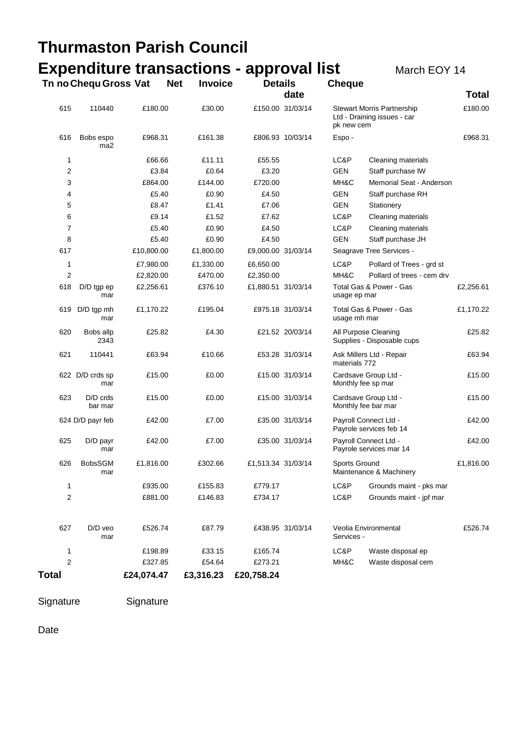# Thurmaston Parish Council

## Expenditure transactions - approval list

March EOY 14

| Tn no | Chequ | Gross | Vat | Net | Invoice date | Details | Cheque | Total |
|---|---|---|---|---|---|---|---|---|
| 615 | 110440 | £180.00 | £30.00 | £150.00 | 31/03/14 | Stewart Morris Partnership Ltd - Draining issues - car pk new cem | | £180.00 |
| 616 | Bobs espo ma2 | £968.31 | £161.38 | £806.93 | 10/03/14 | Espo - | | £968.31 |
| 1 | | £66.66 | £11.11 | £55.55 | | LC&P | Cleaning materials | |
| 2 | | £3.84 | £0.64 | £3.20 | | GEN | Staff purchase IW | |
| 3 | | £864.00 | £144.00 | £720.00 | | MH&C | Memorial Seat - Anderson | |
| 4 | | £5.40 | £0.90 | £4.50 | | GEN | Staff purchase RH | |
| 5 | | £8.47 | £1.41 | £7.06 | | GEN | Stationery | |
| 6 | | £9.14 | £1.52 | £7.62 | | LC&P | Cleaning materials | |
| 7 | | £5.40 | £0.90 | £4.50 | | LC&P | Cleaning materials | |
| 8 | | £5.40 | £0.90 | £4.50 | | GEN | Staff purchase JH | |
| 617 | | £10,800.00 | £1,800.00 | £9,000.00 | 31/03/14 | Seagrave Tree Services - | | |
| 1 | | £7,980.00 | £1,330.00 | £6,650.00 | | LC&P | Pollard of Trees - grd st | |
| 2 | | £2,820.00 | £470.00 | £2,350.00 | | MH&C | Pollard of trees - cem drv | |
| 618 | D/D tgp ep mar | £2,256.61 | £376.10 | £1,880.51 | 31/03/14 | Total Gas & Power - Gas usage ep mar | | £2,256.61 |
| 619 | D/D tgp mh mar | £1,170.22 | £195.04 | £975.18 | 31/03/14 | Total Gas & Power - Gas usage mh mar | | £1,170.22 |
| 620 | Bobs allp 2343 | £25.82 | £4.30 | £21.52 | 20/03/14 | All Purpose Cleaning Supplies - Disposable cups | | £25.82 |
| 621 | 110441 | £63.94 | £10.66 | £53.28 | 31/03/14 | Ask Millers Ltd - Repair materials 772 | | £63.94 |
| 622 | D/D crds sp mar | £15.00 | £0.00 | £15.00 | 31/03/14 | Cardsave Group Ltd - Monthly fee sp mar | | £15.00 |
| 623 | D/D crds bar mar | £15.00 | £0.00 | £15.00 | 31/03/14 | Cardsave Group Ltd - Monthly fee bar mar | | £15.00 |
| 624 | D/D payr feb | £42.00 | £7.00 | £35.00 | 31/03/14 | Payroll Connect Ltd - Payrole services feb 14 | | £42.00 |
| 625 | D/D payr mar | £42.00 | £7.00 | £35.00 | 31/03/14 | Payroll Connect Ltd - Payrole services mar 14 | | £42.00 |
| 626 | BobsSGM mar | £1,816.00 | £302.66 | £1,513.34 | 31/03/14 | Sports Ground Maintenance & Machinery | | £1,816.00 |
| 1 | | £935.00 | £155.83 | £779.17 | | LC&P | Grounds maint - pks mar | |
| 2 | | £881.00 | £146.83 | £734.17 | | LC&P | Grounds maint - jpf mar | |
| 627 | D/D veo mar | £526.74 | £87.79 | £438.95 | 31/03/14 | Veolia Environmental Services - | | £526.74 |
| 1 | | £198.89 | £33.15 | £165.74 | | LC&P | Waste disposal ep | |
| 2 | | £327.85 | £54.64 | £273.21 | | MH&C | Waste disposal cem | |
| **Total** | | **£24,074.47** | **£3,316.23** | **£20,758.24** | | | | |

Signature Signature

Date